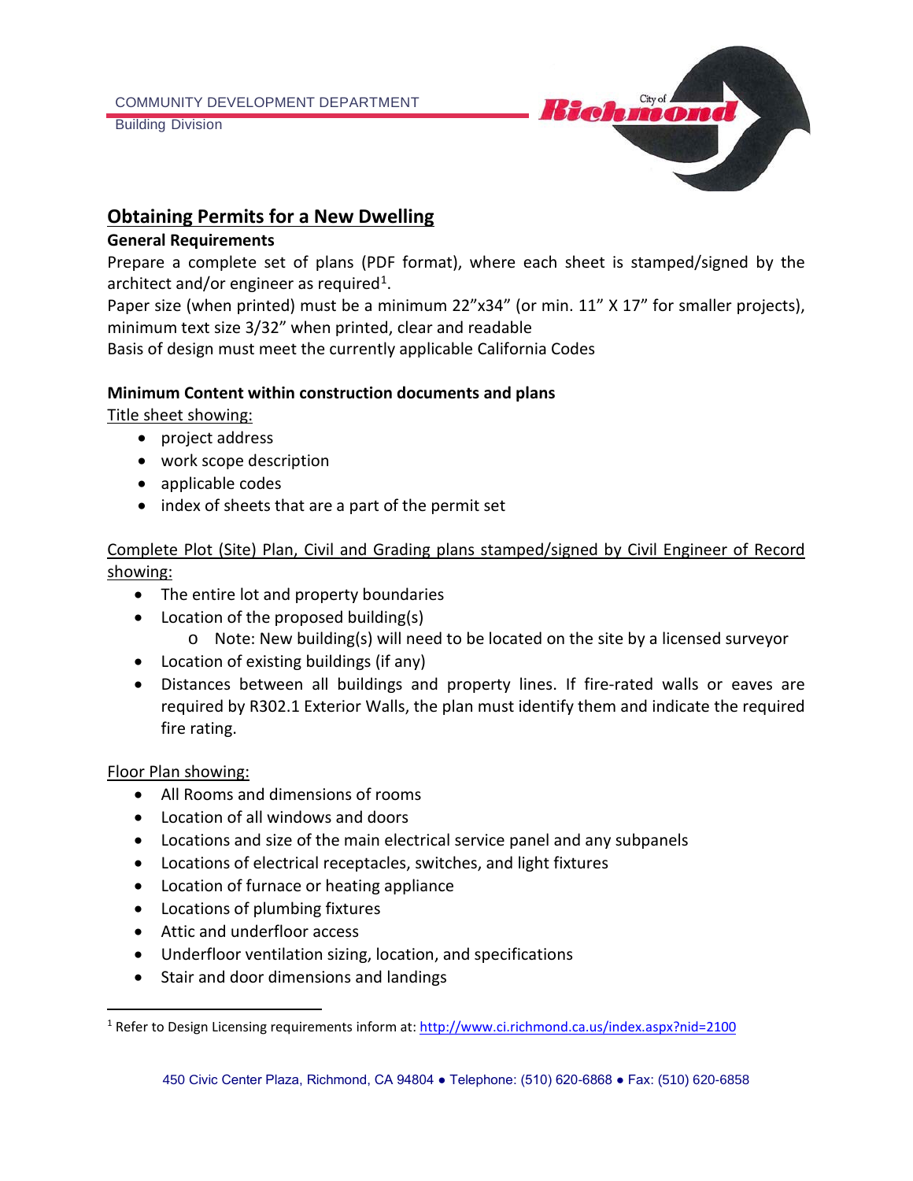COMMUNITY DEVELOPMENT DEPARTMENT

Building Division

## Obtaining Permits for a New Dwelling

**General Requirements**

Prepare a complete set of plans (PDF format), where each sheet is stamped/signed by the architect and/or engineer as required[1].

Paper size (when printed) must be a minimum 22"x34" (or min. 11" X 17" for smaller projects), minimum text size 3/32" when printed, clear and readable

Basis of design must meet the currently applicable California Codes

**Minimum Content within construction documents and plans**

Title sheet showing:

- project address
- work scope description
- applicable codes
- index of sheets that are a part of the permit set

Complete Plot (Site) Plan, Civil and Grading plans stamped/signed by Civil Engineer of Record showing:

- The entire lot and property boundaries
- Location of the proposed building(s)
  - Note: New building(s) will need to be located on the site by a licensed surveyor
- Location of existing buildings (if any)
- Distances between all buildings and property lines. If fire-rated walls or eaves are required by R302.1 Exterior Walls, the plan must identify them and indicate the required fire rating.

Floor Plan showing:

- All Rooms and dimensions of rooms
- Location of all windows and doors
- Locations and size of the main electrical service panel and any subpanels
- Locations of electrical receptacles, switches, and light fixtures
- Location of furnace or heating appliance
- Locations of plumbing fixtures
- Attic and underfloor access
- Underfloor ventilation sizing, location, and specifications
- Stair and door dimensions and landings

[1] Refer to Design Licensing requirements inform at: http://www.ci.richmond.ca.us/index.aspx?nid=2100

450 Civic Center Plaza, Richmond, CA 94804 ● Telephone: (510) 620-6868 ● Fax: (510) 620-6858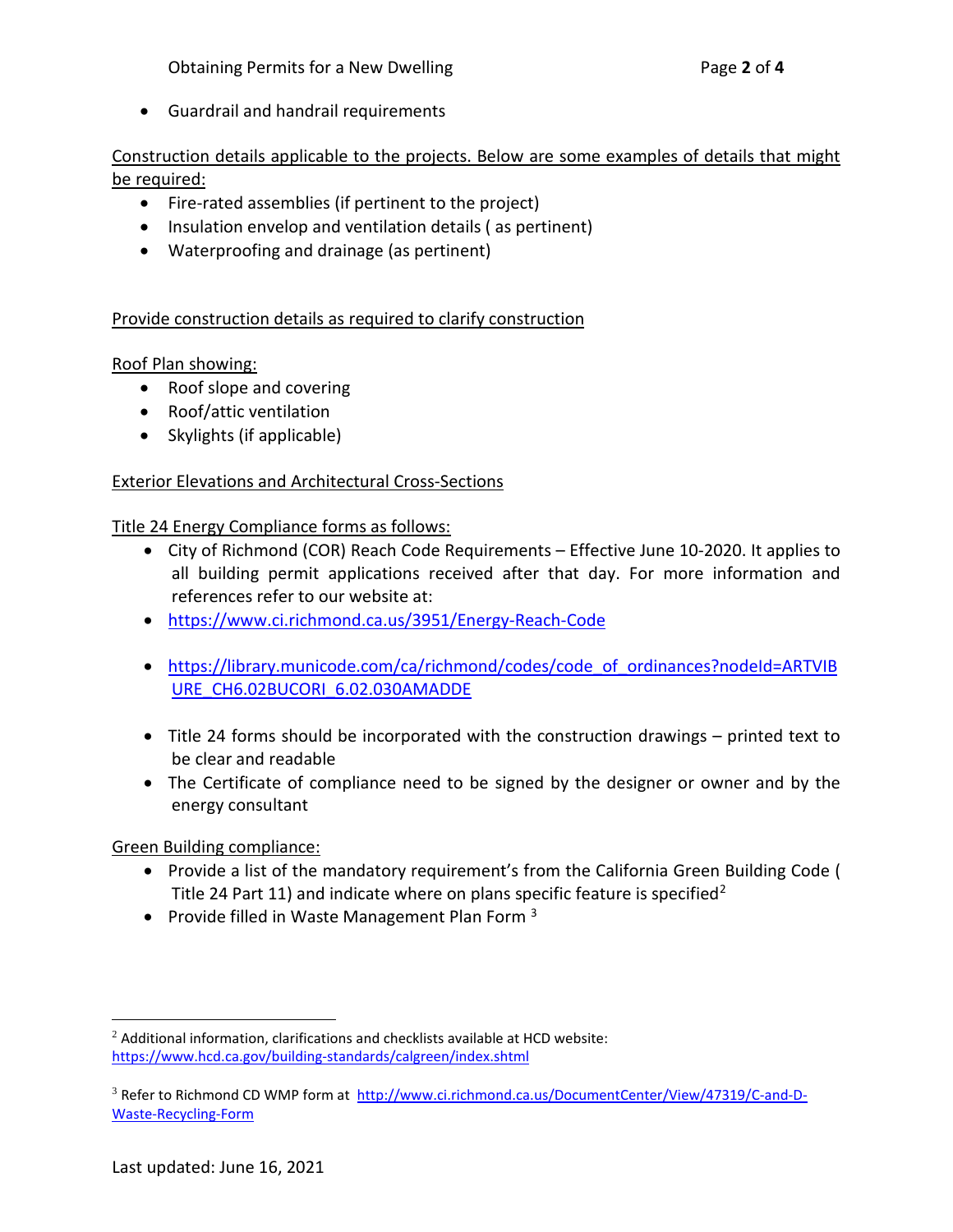- Guardrail and handrail requirements

Construction details applicable to the projects. Below are some examples of details that might be required:

- Fire-rated assemblies (if pertinent to the project)
- Insulation envelop and ventilation details ( as pertinent)
- Waterproofing and drainage (as pertinent)

Provide construction details as required to clarify construction

Roof Plan showing:

- Roof slope and covering
- Roof/attic ventilation
- Skylights (if applicable)

Exterior Elevations and Architectural Cross-Sections

Title 24 Energy Compliance forms as follows:

- City of Richmond (COR) Reach Code Requirements – Effective June 10-2020. It applies to all building permit applications received after that day. For more information and references refer to our website at:
- https://www.ci.richmond.ca.us/3951/Energy-Reach-Code
- https://library.municode.com/ca/richmond/codes/code_of_ordinances?nodeId=ARTVIBURE_CH6.02BUCORI_6.02.030AMADDE
- Title 24 forms should be incorporated with the construction drawings – printed text to be clear and readable
- The Certificate of compliance need to be signed by the designer or owner and by the energy consultant

Green Building compliance:

- Provide a list of the mandatory requirement's from the California Green Building Code ( Title 24 Part 11) and indicate where on plans specific feature is specified[2]
- Provide filled in Waste Management Plan Form [3]

---

[2] Additional information, clarifications and checklists available at HCD website: https://www.hcd.ca.gov/building-standards/calgreen/index.shtml

[3] Refer to Richmond CD WMP form at http://www.ci.richmond.ca.us/DocumentCenter/View/47319/C-and-D-Waste-Recycling-Form

Last updated: June 16, 2021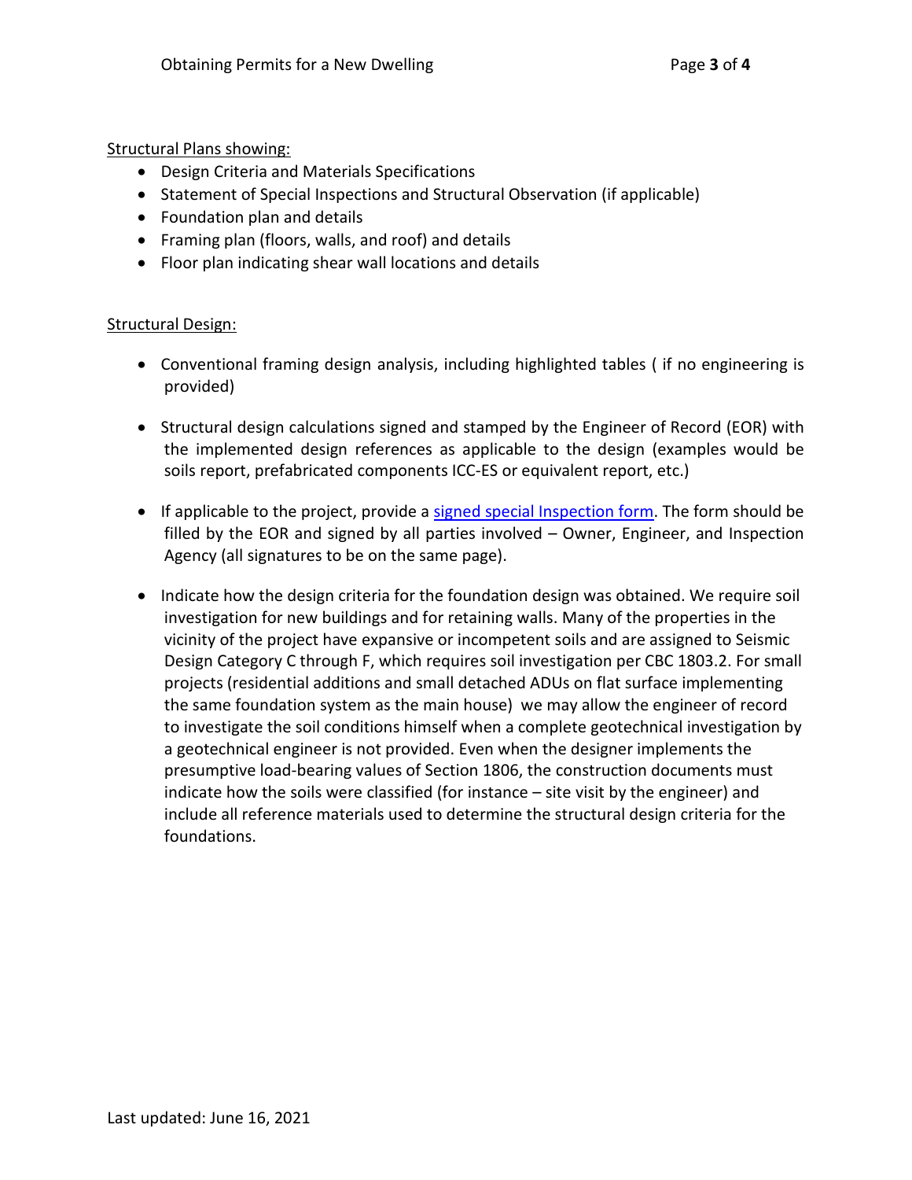Structural Plans showing:

- Design Criteria and Materials Specifications
- Statement of Special Inspections and Structural Observation (if applicable)
- Foundation plan and details
- Framing plan (floors, walls, and roof) and details
- Floor plan indicating shear wall locations and details

Structural Design:

- Conventional framing design analysis, including highlighted tables ( if no engineering is provided)
- Structural design calculations signed and stamped by the Engineer of Record (EOR) with the implemented design references as applicable to the design (examples would be soils report, prefabricated components ICC-ES or equivalent report, etc.)
- If applicable to the project, provide a signed special Inspection form. The form should be filled by the EOR and signed by all parties involved – Owner, Engineer, and Inspection Agency (all signatures to be on the same page).
- Indicate how the design criteria for the foundation design was obtained. We require soil investigation for new buildings and for retaining walls. Many of the properties in the vicinity of the project have expansive or incompetent soils and are assigned to Seismic Design Category C through F, which requires soil investigation per CBC 1803.2. For small projects (residential additions and small detached ADUs on flat surface implementing the same foundation system as the main house) we may allow the engineer of record to investigate the soil conditions himself when a complete geotechnical investigation by a geotechnical engineer is not provided. Even when the designer implements the presumptive load-bearing values of Section 1806, the construction documents must indicate how the soils were classified (for instance – site visit by the engineer) and include all reference materials used to determine the structural design criteria for the foundations.

Last updated: June 16, 2021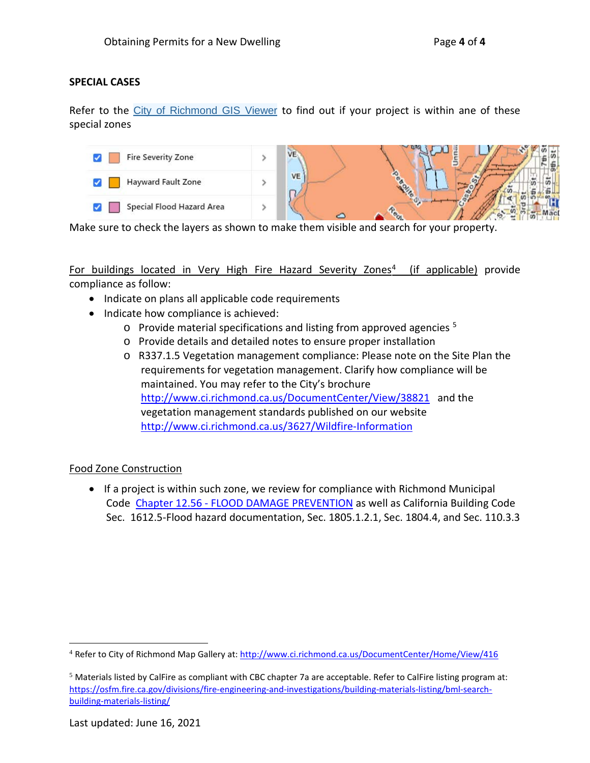**SPECIAL CASES**

Refer to the [City of Richmond GIS Viewer]() to find out if your project is within ane of these special zones

Fire Severity Zone

Hayward Fault Zone

Special Flood Hazard Area

Make sure to check the layers as shown to make them visible and search for your property.

For buildings located in Very High Fire Hazard Severity Zones[4] (if applicable) provide compliance as follow:

- Indicate on plans all applicable code requirements
- Indicate how compliance is achieved:
  - Provide material specifications and listing from approved agencies [5]
  - Provide details and detailed notes to ensure proper installation
  - R337.1.5 Vegetation management compliance: Please note on the Site Plan the requirements for vegetation management. Clarify how compliance will be maintained. You may refer to the City's brochure http://www.ci.richmond.ca.us/DocumentCenter/View/38821 and the vegetation management standards published on our website http://www.ci.richmond.ca.us/3627/Wildfire-Information

Food Zone Construction

- If a project is within such zone, we review for compliance with Richmond Municipal Code [Chapter 12.56 - FLOOD DAMAGE PREVENTION]() as well as California Building Code Sec. 1612.5-Flood hazard documentation, Sec. 1805.1.2.1, Sec. 1804.4, and Sec. 110.3.3

---

[4] Refer to City of Richmond Map Gallery at: http://www.ci.richmond.ca.us/DocumentCenter/Home/View/416

[5] Materials listed by CalFire as compliant with CBC chapter 7a are acceptable. Refer to CalFire listing program at: https://osfm.fire.ca.gov/divisions/fire-engineering-and-investigations/building-materials-listing/bml-search-building-materials-listing/

Last updated: June 16, 2021